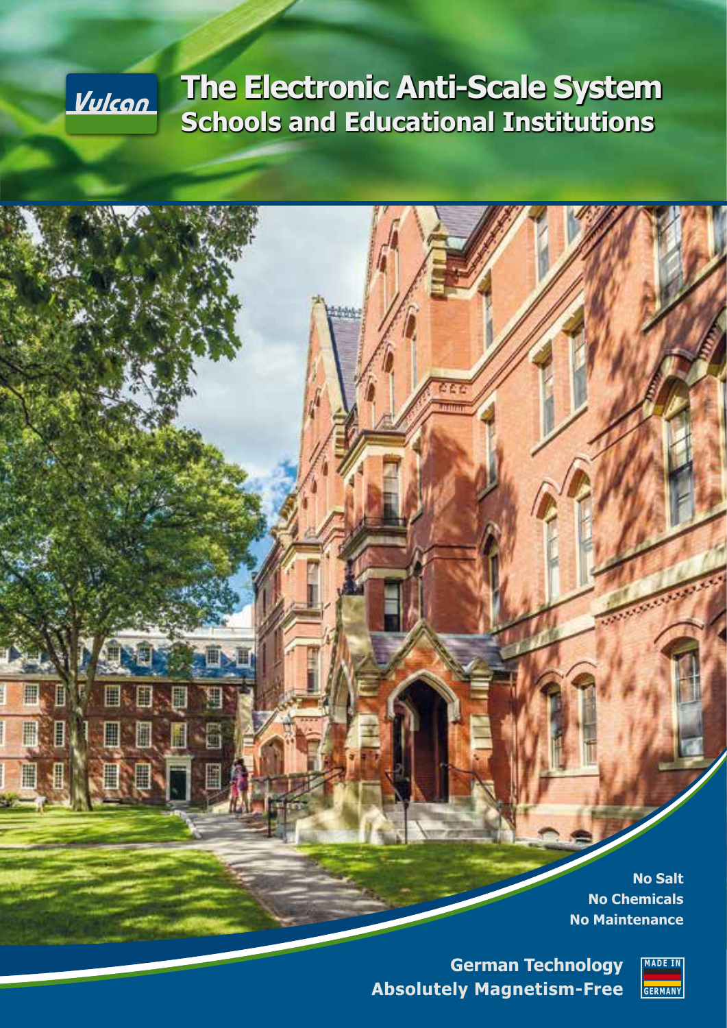Vulcan

# The Electronic Anti-Scale System

## Schools and Educational Institutions

**No Salt**
**No Chemicals**
**No Maintenance**

**German Technology**
**Absolutely Magnetism-Free**

MADE IN GERMANY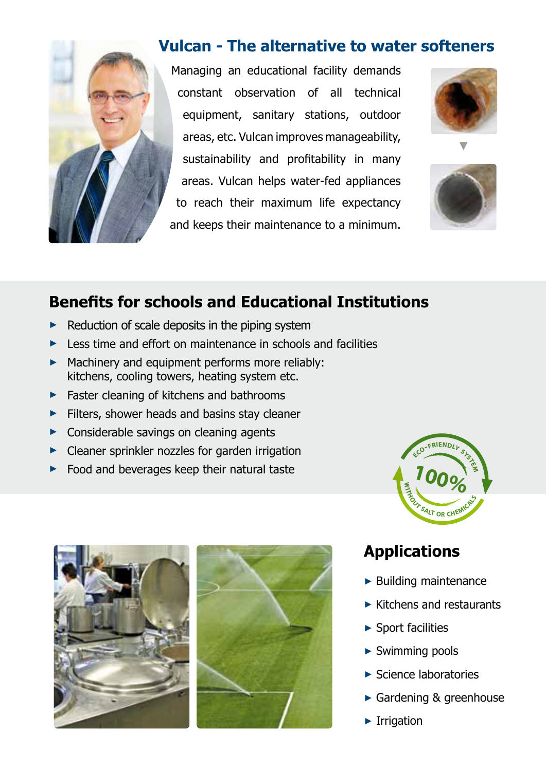## Vulcan - The alternative to water softeners

Managing an educational facility demands constant observation of all technical equipment, sanitary stations, outdoor areas, etc. Vulcan improves manageability, sustainability and profitability in many areas. Vulcan helps water-fed appliances to reach their maximum life expectancy and keeps their maintenance to a minimum.

## Benefits for schools and Educational Institutions

- Reduction of scale deposits in the piping system
- Less time and effort on maintenance in schools and facilities
- Machinery and equipment performs more reliably: kitchens, cooling towers, heating system etc.
- Faster cleaning of kitchens and bathrooms
- Filters, shower heads and basins stay cleaner
- Considerable savings on cleaning agents
- Cleaner sprinkler nozzles for garden irrigation
- Food and beverages keep their natural taste

ECO-FRIENDLY SYSTEM 100% WITHOUT SALT OR CHEMICALS

## Applications

- Building maintenance
- Kitchens and restaurants
- Sport facilities
- Swimming pools
- Science laboratories
- Gardening & greenhouse
- Irrigation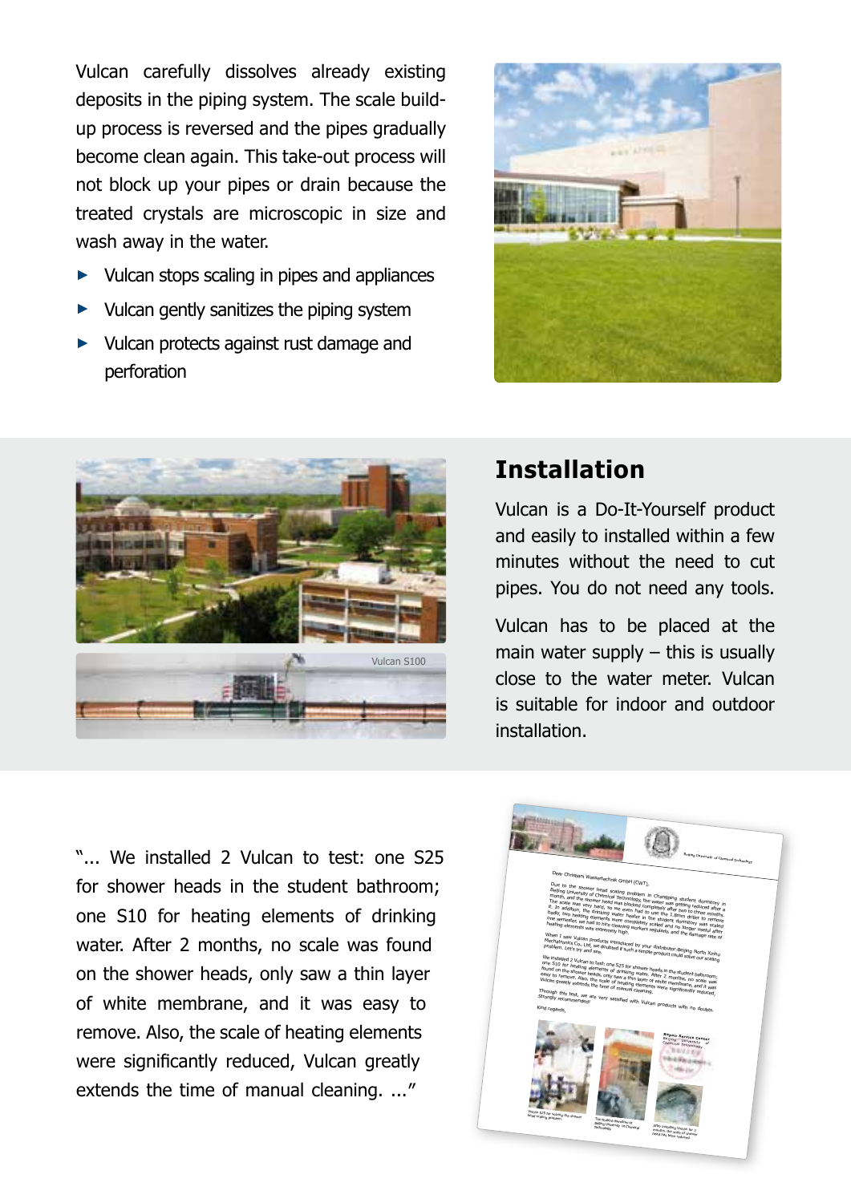Vulcan carefully dissolves already existing deposits in the piping system. The scale build-up process is reversed and the pipes gradually become clean again. This take-out process will not block up your pipes or drain because the treated crystals are microscopic in size and wash away in the water.

- Vulcan stops scaling in pipes and appliances
- Vulcan gently sanitizes the piping system
- Vulcan protects against rust damage and perforation

Vulcan S100

## Installation

Vulcan is a Do-It-Yourself product and easily to installed within a few minutes without the need to cut pipes. You do not need any tools.

Vulcan has to be placed at the main water supply – this is usually close to the water meter. Vulcan is suitable for indoor and outdoor installation.

"... We installed 2 Vulcan to test: one S25 for shower heads in the student bathroom; one S10 for heating elements of drinking water. After 2 months, no scale was found on the shower heads, only saw a thin layer of white membrane, and it was easy to remove. Also, the scale of heating elements were significantly reduced, Vulcan greatly extends the time of manual cleaning. ..."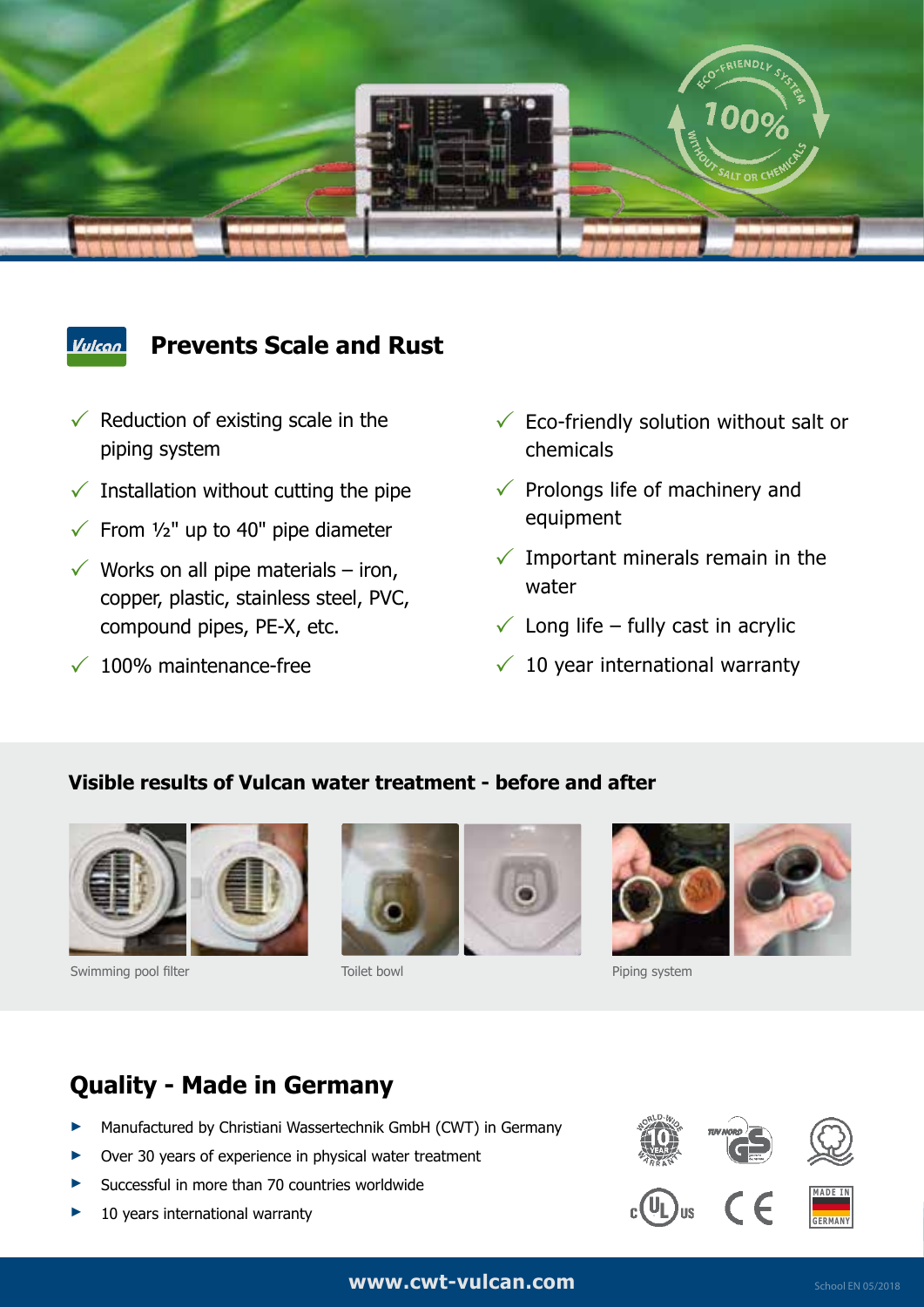## Prevents Scale and Rust

- ✓ Reduction of existing scale in the piping system
- ✓ Installation without cutting the pipe
- ✓ From ½" up to 40" pipe diameter
- ✓ Works on all pipe materials – iron, copper, plastic, stainless steel, PVC, compound pipes, PE-X, etc.
- ✓ 100% maintenance-free
- ✓ Eco-friendly solution without salt or chemicals
- ✓ Prolongs life of machinery and equipment
- ✓ Important minerals remain in the water
- ✓ Long life – fully cast in acrylic
- ✓ 10 year international warranty

### Visible results of Vulcan water treatment - before and after

Swimming pool filter

Toilet bowl

Piping system

## Quality - Made in Germany

- Manufactured by Christiani Wassertechnik GmbH (CWT) in Germany
- Over 30 years of experience in physical water treatment
- Successful in more than 70 countries worldwide
- 10 years international warranty

www.cwt-vulcan.com

School EN 05/2018